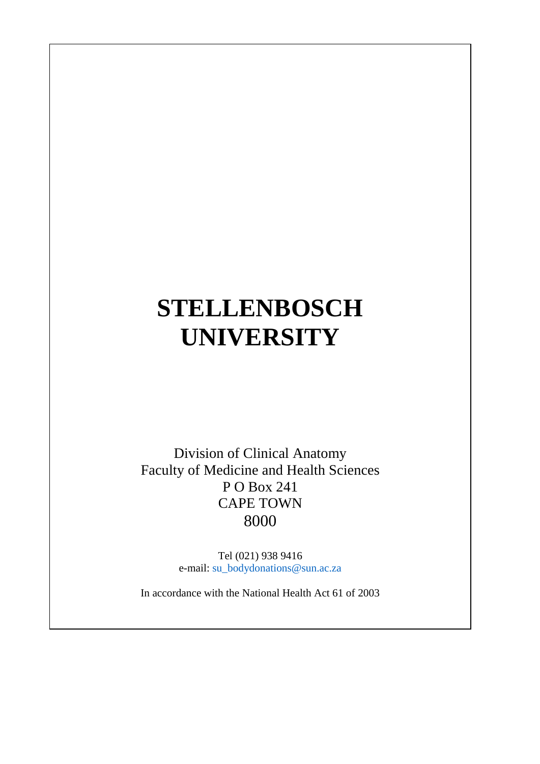# STELLENBOSCH UNIVERSITY

Division of Clinical Anatomy
Faculty of Medicine and Health Sciences
P O Box 241
CAPE TOWN
8000

Tel (021) 938 9416
e-mail: su_bodydonations@sun.ac.za

In accordance with the National Health Act 61 of 2003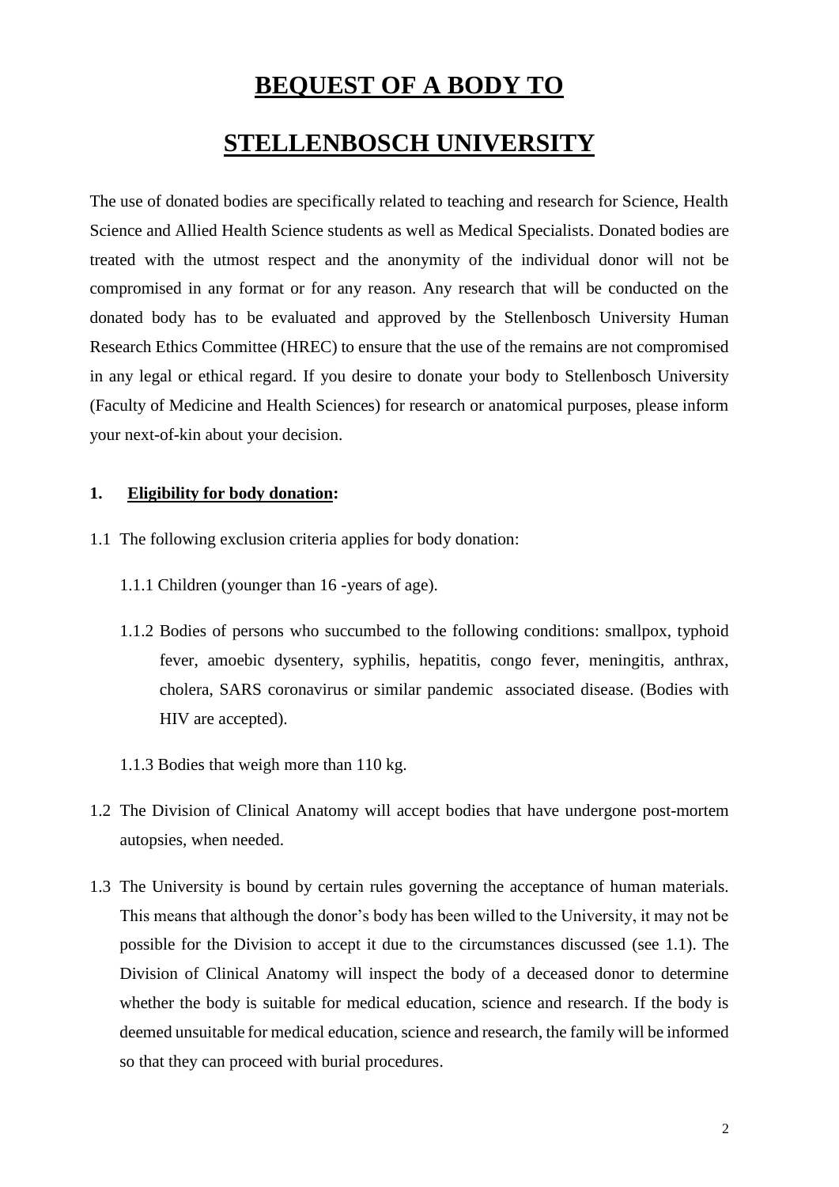# BEQUEST OF A BODY TO

# STELLENBOSCH UNIVERSITY

The use of donated bodies are specifically related to teaching and research for Science, Health Science and Allied Health Science students as well as Medical Specialists. Donated bodies are treated with the utmost respect and the anonymity of the individual donor will not be compromised in any format or for any reason. Any research that will be conducted on the donated body has to be evaluated and approved by the Stellenbosch University Human Research Ethics Committee (HREC) to ensure that the use of the remains are not compromised in any legal or ethical regard. If you desire to donate your body to Stellenbosch University (Faculty of Medicine and Health Sciences) for research or anatomical purposes, please inform your next-of-kin about your decision.

**1. Eligibility for body donation:**

1.1 The following exclusion criteria applies for body donation:

1.1.1 Children (younger than 16 -years of age).

1.1.2 Bodies of persons who succumbed to the following conditions: smallpox, typhoid fever, amoebic dysentery, syphilis, hepatitis, congo fever, meningitis, anthrax, cholera, SARS coronavirus or similar pandemic associated disease. (Bodies with HIV are accepted).

1.1.3 Bodies that weigh more than 110 kg.

1.2 The Division of Clinical Anatomy will accept bodies that have undergone post-mortem autopsies, when needed.

1.3 The University is bound by certain rules governing the acceptance of human materials. This means that although the donor's body has been willed to the University, it may not be possible for the Division to accept it due to the circumstances discussed (see 1.1). The Division of Clinical Anatomy will inspect the body of a deceased donor to determine whether the body is suitable for medical education, science and research. If the body is deemed unsuitable for medical education, science and research, the family will be informed so that they can proceed with burial procedures.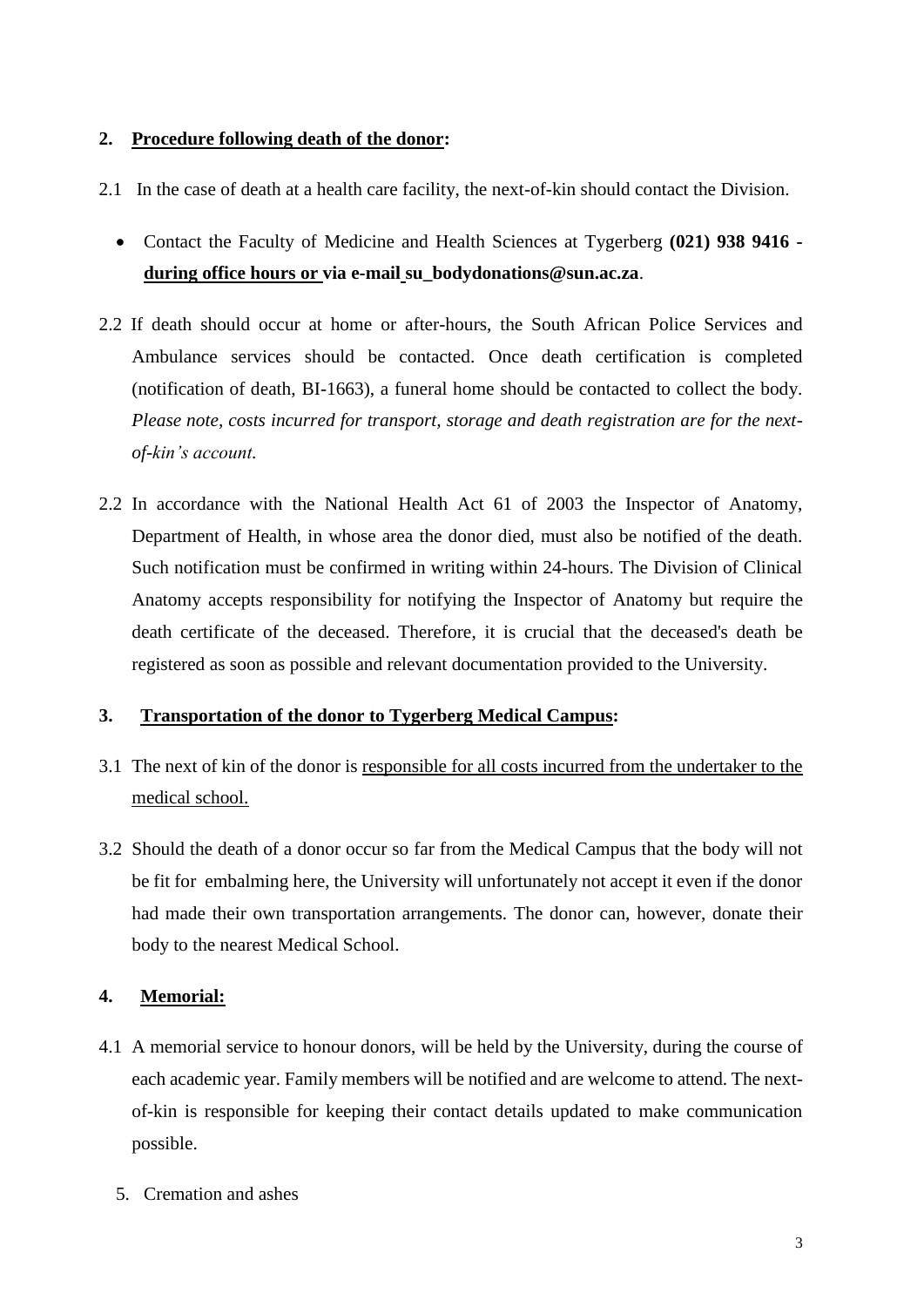## 2. Procedure following death of the donor:

2.1 In the case of death at a health care facility, the next-of-kin should contact the Division.

- Contact the Faculty of Medicine and Health Sciences at Tygerberg **(021) 938 9416 - during office hours or via e-mail su_bodydonations@sun.ac.za**.

2.2 If death should occur at home or after-hours, the South African Police Services and Ambulance services should be contacted. Once death certification is completed (notification of death, BI-1663), a funeral home should be contacted to collect the body. *Please note, costs incurred for transport, storage and death registration are for the next-of-kin's account.*

2.2 In accordance with the National Health Act 61 of 2003 the Inspector of Anatomy, Department of Health, in whose area the donor died, must also be notified of the death. Such notification must be confirmed in writing within 24-hours. The Division of Clinical Anatomy accepts responsibility for notifying the Inspector of Anatomy but require the death certificate of the deceased. Therefore, it is crucial that the deceased's death be registered as soon as possible and relevant documentation provided to the University.

## 3. Transportation of the donor to Tygerberg Medical Campus:

3.1 The next of kin of the donor is responsible for all costs incurred from the undertaker to the medical school.

3.2 Should the death of a donor occur so far from the Medical Campus that the body will not be fit for embalming here, the University will unfortunately not accept it even if the donor had made their own transportation arrangements. The donor can, however, donate their body to the nearest Medical School.

## 4. Memorial:

4.1 A memorial service to honour donors, will be held by the University, during the course of each academic year. Family members will be notified and are welcome to attend. The next-of-kin is responsible for keeping their contact details updated to make communication possible.

5. Cremation and ashes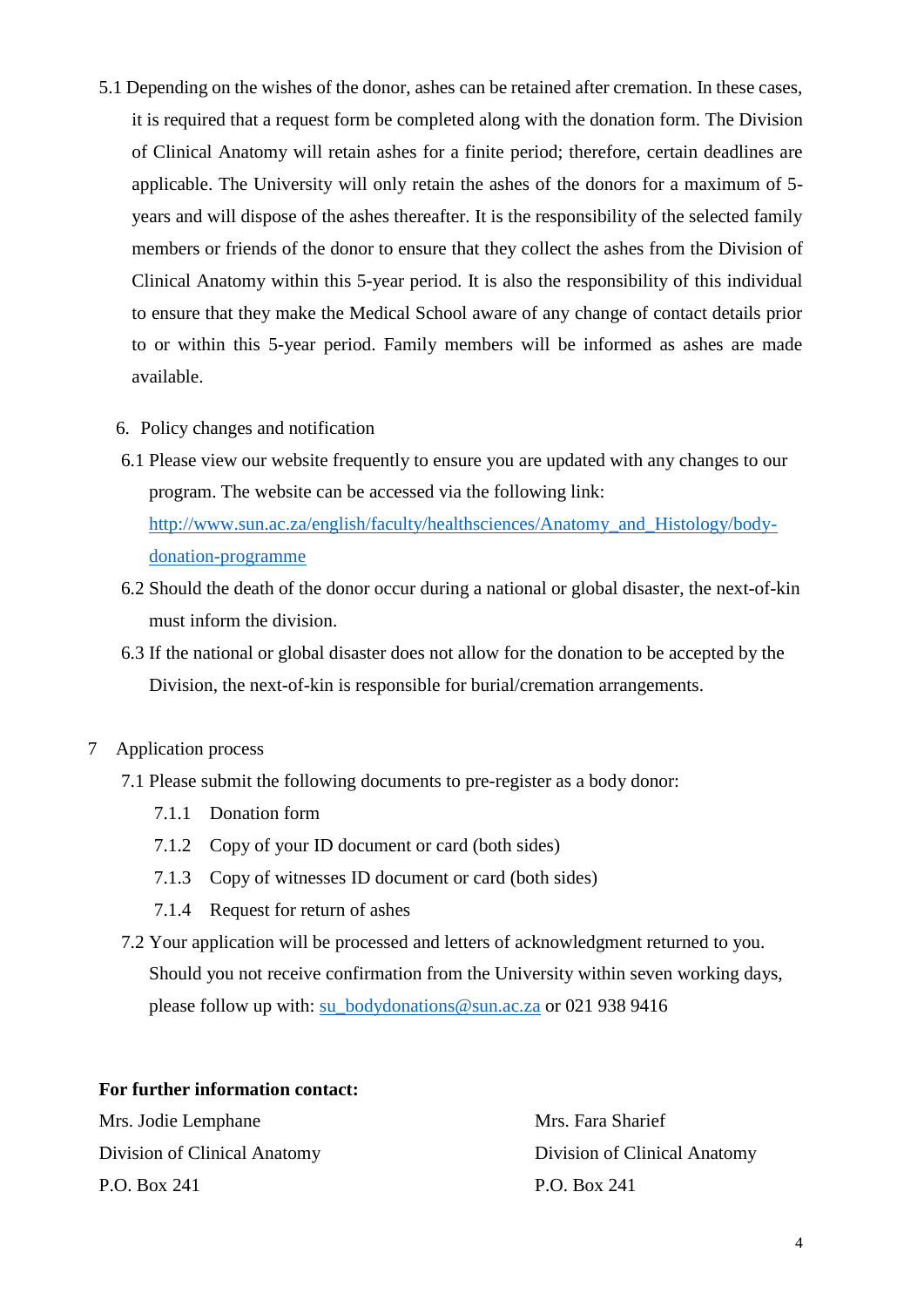5.1 Depending on the wishes of the donor, ashes can be retained after cremation. In these cases, it is required that a request form be completed along with the donation form. The Division of Clinical Anatomy will retain ashes for a finite period; therefore, certain deadlines are applicable. The University will only retain the ashes of the donors for a maximum of 5-years and will dispose of the ashes thereafter. It is the responsibility of the selected family members or friends of the donor to ensure that they collect the ashes from the Division of Clinical Anatomy within this 5-year period. It is also the responsibility of this individual to ensure that they make the Medical School aware of any change of contact details prior to or within this 5-year period. Family members will be informed as ashes are made available.

6. Policy changes and notification

6.1 Please view our website frequently to ensure you are updated with any changes to our program. The website can be accessed via the following link: [http://www.sun.ac.za/english/faculty/healthsciences/Anatomy_and_Histology/body-donation-programme](http://www.sun.ac.za/english/faculty/healthsciences/Anatomy_and_Histology/body-donation-programme)

6.2 Should the death of the donor occur during a national or global disaster, the next-of-kin must inform the division.

6.3 If the national or global disaster does not allow for the donation to be accepted by the Division, the next-of-kin is responsible for burial/cremation arrangements.

7 Application process

7.1 Please submit the following documents to pre-register as a body donor:

7.1.1 Donation form

7.1.2 Copy of your ID document or card (both sides)

7.1.3 Copy of witnesses ID document or card (both sides)

7.1.4 Request for return of ashes

7.2 Your application will be processed and letters of acknowledgment returned to you. Should you not receive confirmation from the University within seven working days, please follow up with: [su_bodydonations@sun.ac.za](mailto:su_bodydonations@sun.ac.za) or 021 938 9416

**For further information contact:**

Mrs. Jodie Lemphane
Division of Clinical Anatomy
P.O. Box 241

Mrs. Fara Sharief
Division of Clinical Anatomy
P.O. Box 241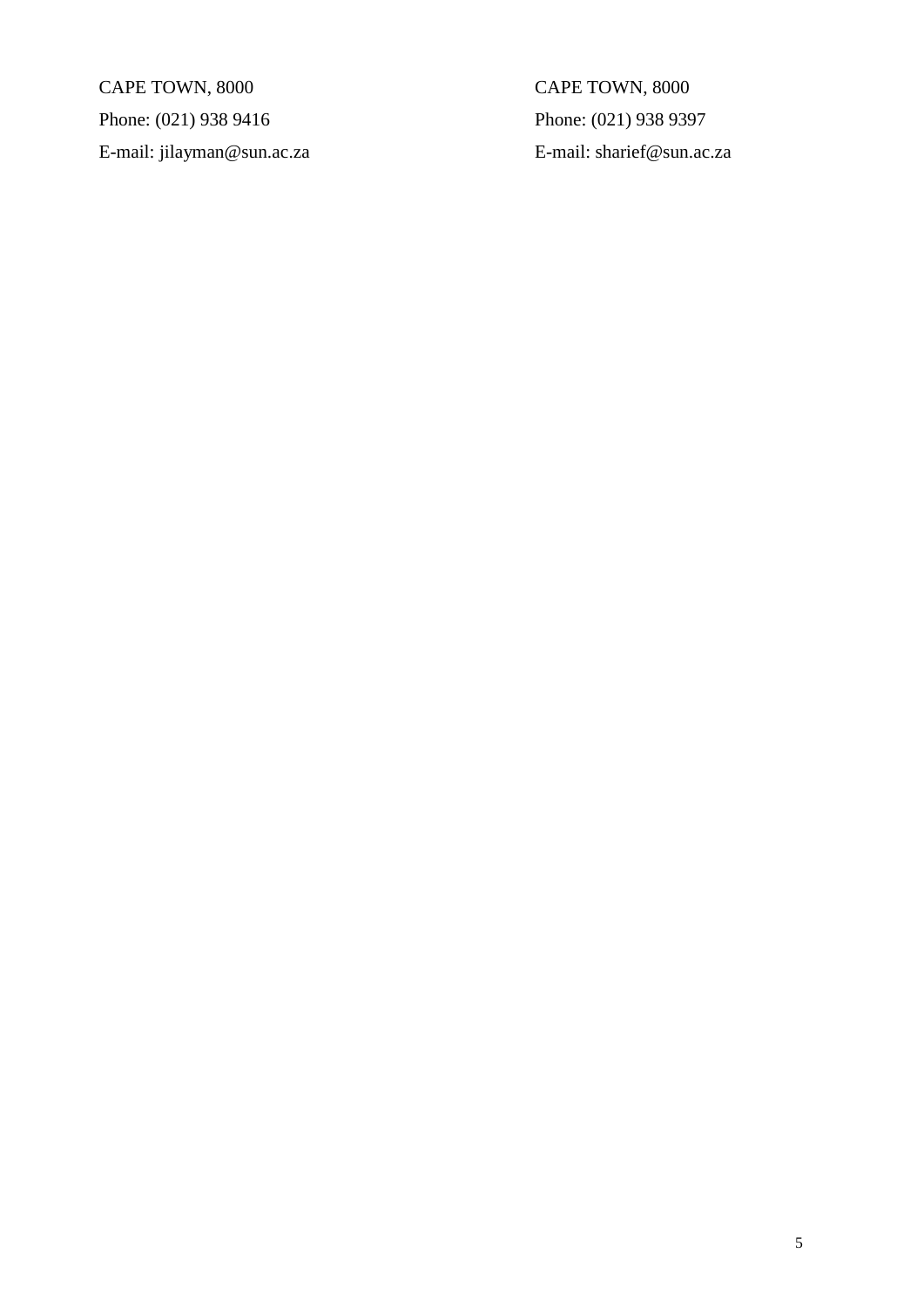CAPE TOWN, 8000
Phone: (021) 938 9416
E-mail: jilayman@sun.ac.za

CAPE TOWN, 8000
Phone: (021) 938 9397
E-mail: sharief@sun.ac.za